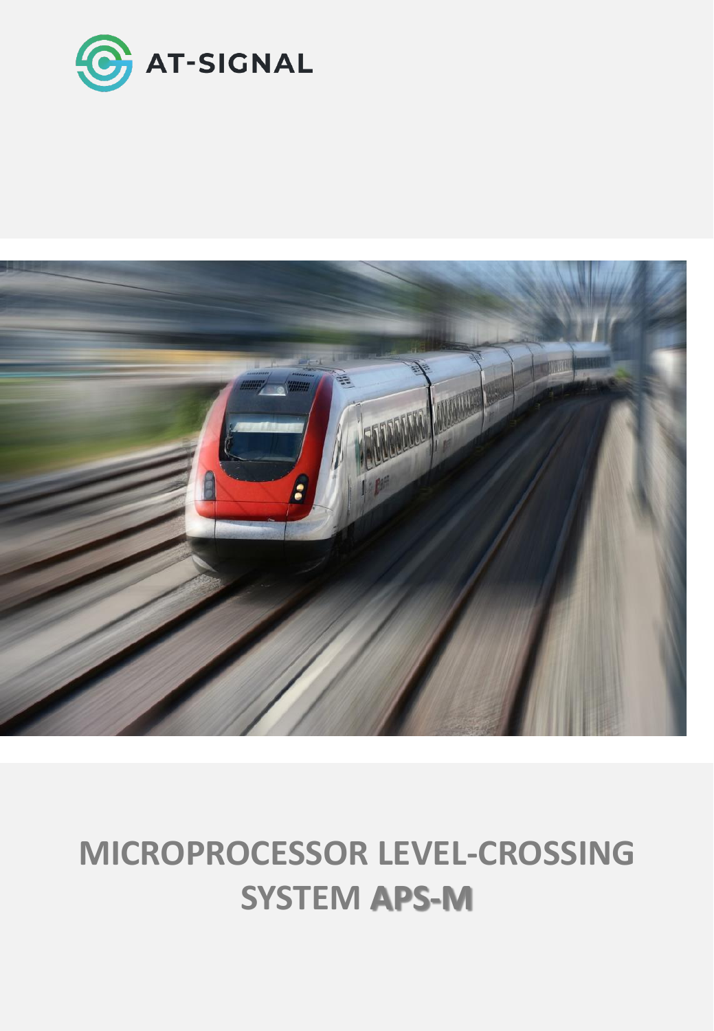AT-SIGNAL

# MICROPROCESSOR LEVEL-CROSSING SYSTEM **APS-M**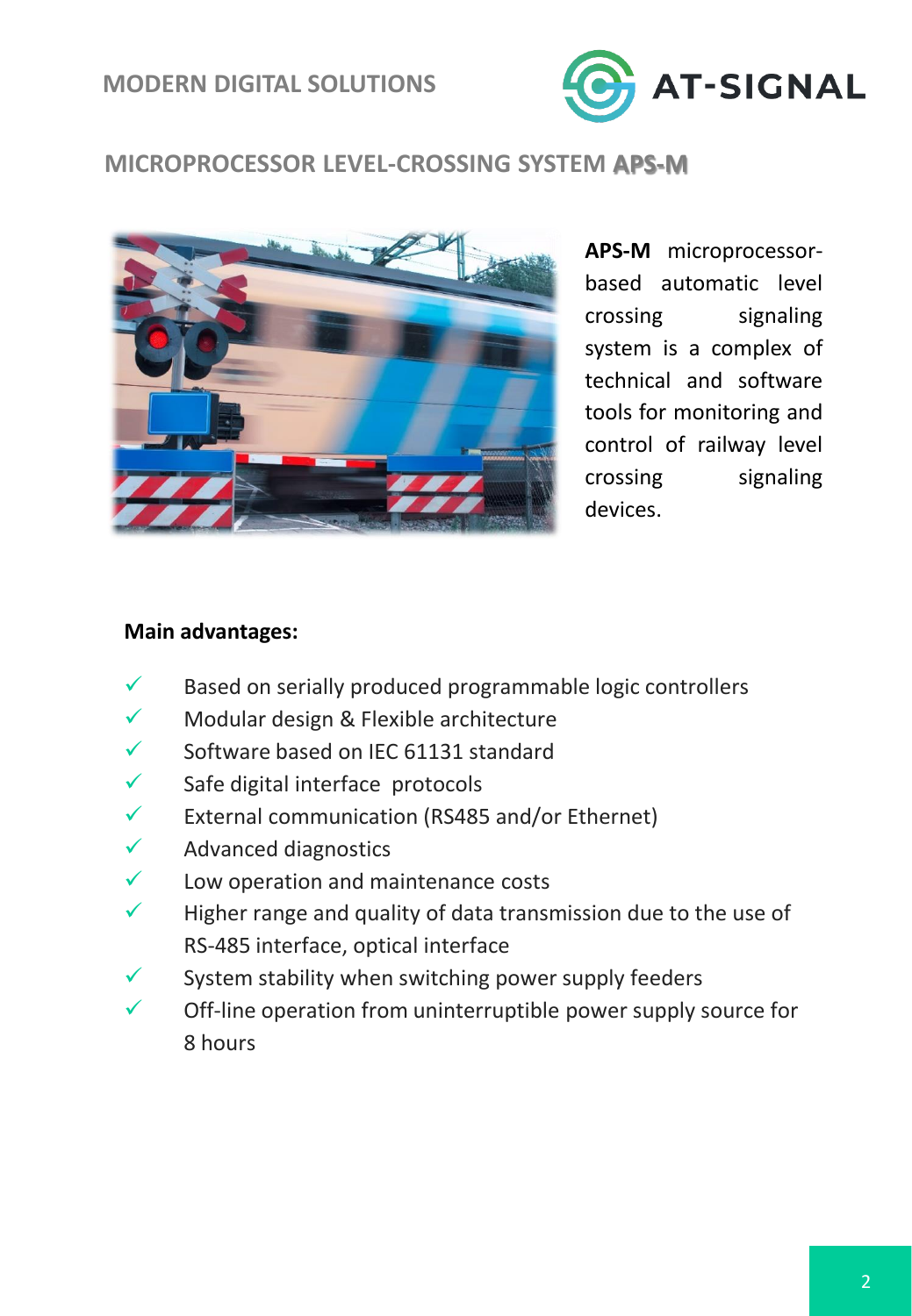## MICROPROCESSOR LEVEL-CROSSING SYSTEM **APS-M**

**APS-M** microprocessor-based automatic level crossing signaling system is a complex of technical and software tools for monitoring and control of railway level crossing signaling devices.

**Main advantages:**

- ✓ Based on serially produced programmable logic controllers
- ✓ Modular design & Flexible architecture
- ✓ Software based on IEC 61131 standard
- ✓ Safe digital interface protocols
- ✓ External communication (RS485 and/or Ethernet)
- ✓ Advanced diagnostics
- ✓ Low operation and maintenance costs
- ✓ Higher range and quality of data transmission due to the use of RS-485 interface, optical interface
- ✓ System stability when switching power supply feeders
- ✓ Off-line operation from uninterruptible power supply source for 8 hours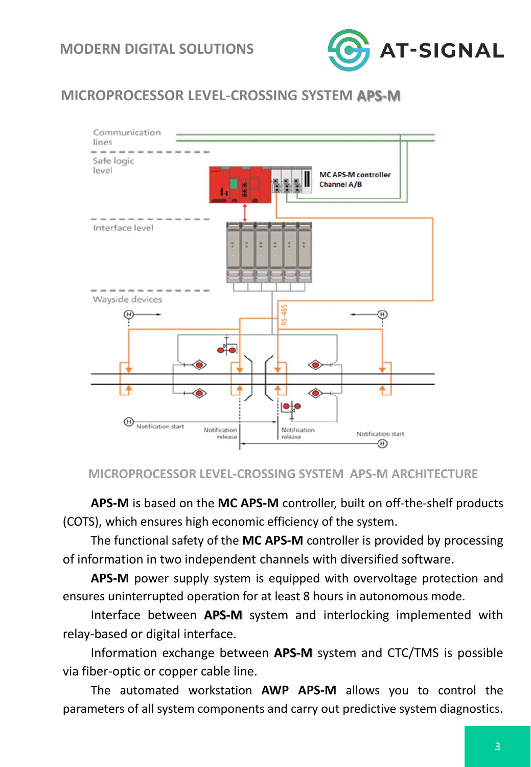## MICROPROCESSOR LEVEL-CROSSING SYSTEM APS-M

Communication lines

Safe logic level

MC APS-M controller Channel A/B

Interface level

Wayside devices

RS-485

Notification start

Notification release

Notification release

Notification start

MICROPROCESSOR LEVEL-CROSSING SYSTEM APS-M ARCHITECTURE

**APS-M** is based on the **MC APS-M** controller, built on off-the-shelf products (COTS), which ensures high economic efficiency of the system.

The functional safety of the **MC APS-M** controller is provided by processing of information in two independent channels with diversified software.

**APS-M** power supply system is equipped with overvoltage protection and ensures uninterrupted operation for at least 8 hours in autonomous mode.

Interface between **APS-M** system and interlocking implemented with relay-based or digital interface.

Information exchange between **APS-M** system and CTC/TMS is possible via fiber-optic or copper cable line.

The automated workstation **AWP APS-M** allows you to control the parameters of all system components and carry out predictive system diagnostics.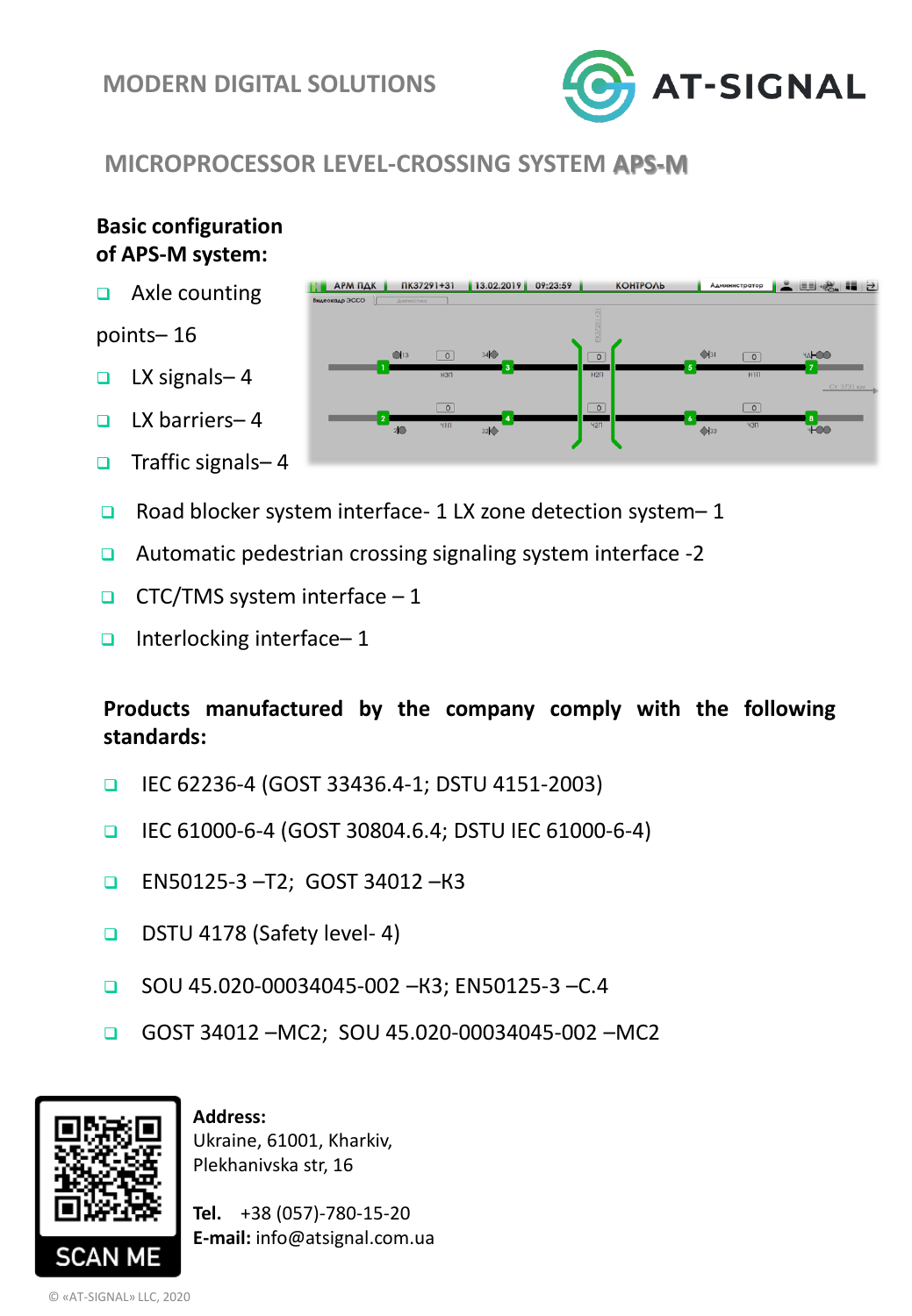MODERN DIGITAL SOLUTIONS

AT-SIGNAL

## MICROPROCESSOR LEVEL-CROSSING SYSTEM APS-M

**Basic configuration of APS-M system:**

- Axle counting points– 16
- LX signals– 4
- LX barriers– 4
- Traffic signals– 4
- Road blocker system interface- 1 LX zone detection system– 1
- Automatic pedestrian crossing signaling system interface -2
- CTC/TMS system interface – 1
- Interlocking interface– 1

**Products manufactured by the company comply with the following standards:**

- IEC 62236-4 (GOST 33436.4-1; DSTU 4151-2003)
- IEC 61000-6-4 (GOST 30804.6.4; DSTU IEC 61000-6-4)
- EN50125-3 –T2; GOST 34012 –K3
- DSTU 4178 (Safety level- 4)
- SOU 45.020-00034045-002 –K3; EN50125-3 –C.4
- GOST 34012 –MC2; SOU 45.020-00034045-002 –MC2

SCAN ME

**Address:**
Ukraine, 61001, Kharkiv,
Plekhanivska str, 16

**Tel.** +38 (057)-780-15-20
**E-mail:** info@atsignal.com.ua

© «AT-SIGNAL» LLC, 2020